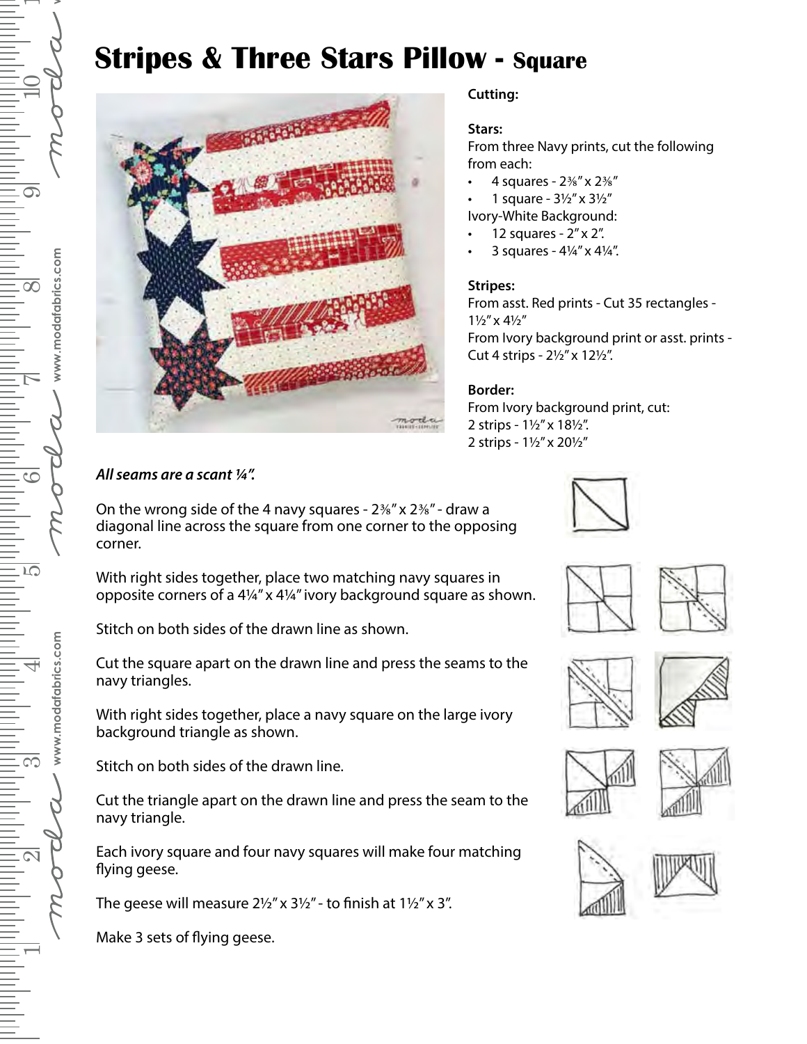# Stripes & Three Stars Pillow - Square

**Cutting:**

**Stars:**

From three Navy prints, cut the following from each:

- 4 squares - 2⅜" x 2⅜"
- 1 square - 3½" x 3½"

Ivory-White Background:

- 12 squares - 2" x 2".
- 3 squares - 4¼" x 4¼".

**Stripes:**

From asst. Red prints - Cut 35 rectangles - 1½" x 4½"

From Ivory background print or asst. prints - Cut 4 strips - 2½" x 12½".

**Border:**

From Ivory background print, cut:

2 strips - 1½" x 18½".

2 strips - 1½" x 20½"

***All seams are a scant ¼".***

On the wrong side of the 4 navy squares - 2⅜" x 2⅜" - draw a diagonal line across the square from one corner to the opposing corner.

With right sides together, place two matching navy squares in opposite corners of a 4¼" x 4¼" ivory background square as shown.

Stitch on both sides of the drawn line as shown.

Cut the square apart on the drawn line and press the seams to the navy triangles.

With right sides together, place a navy square on the large ivory background triangle as shown.

Stitch on both sides of the drawn line.

Cut the triangle apart on the drawn line and press the seam to the navy triangle.

Each ivory square and four navy squares will make four matching flying geese.

The geese will measure 2½" x 3½" - to finish at 1½" x 3".

Make 3 sets of flying geese.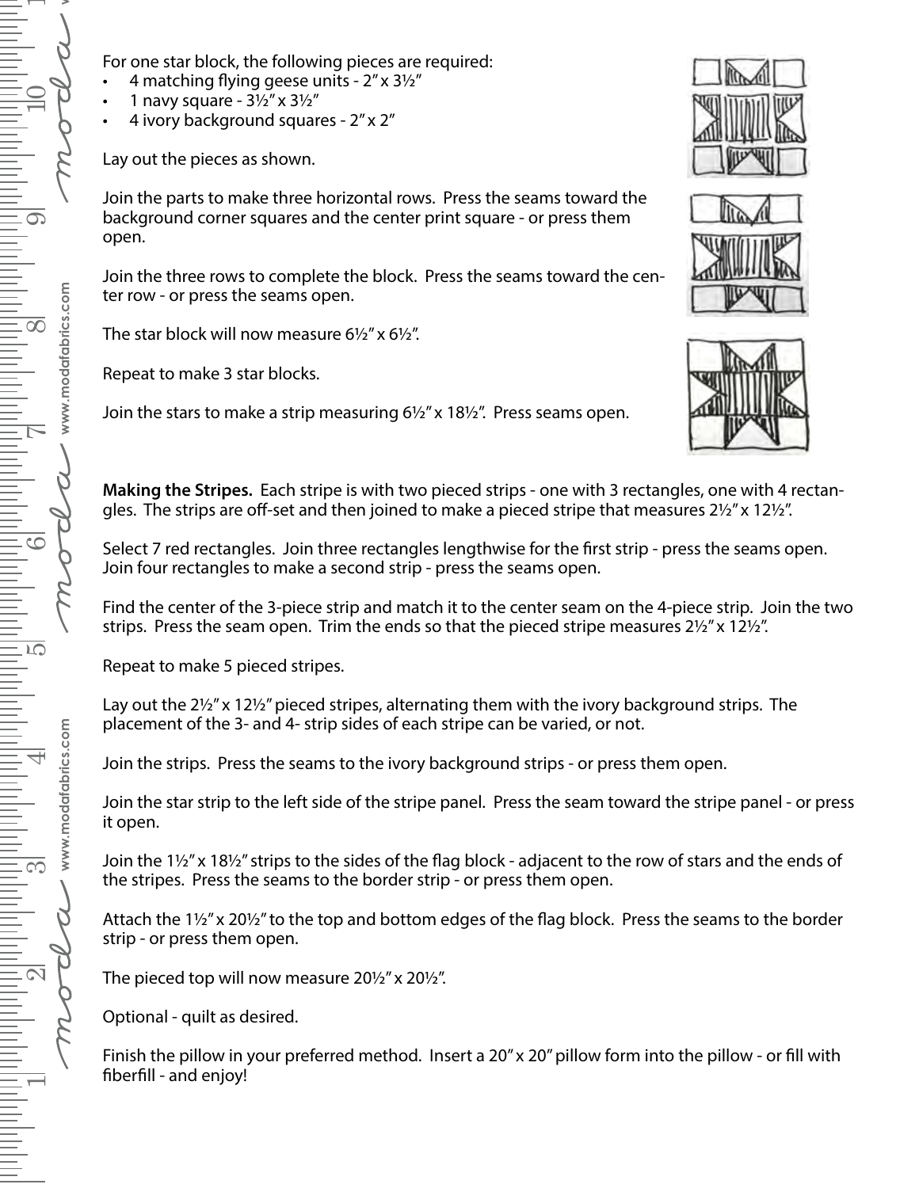For one star block, the following pieces are required:

- 4 matching flying geese units - 2″ x 3½″
- 1 navy square - 3½″ x 3½″
- 4 ivory background squares - 2″ x 2″

Lay out the pieces as shown.

Join the parts to make three horizontal rows. Press the seams toward the background corner squares and the center print square - or press them open.

Join the three rows to complete the block. Press the seams toward the center row - or press the seams open.

The star block will now measure 6½″ x 6½″.

Repeat to make 3 star blocks.

Join the stars to make a strip measuring 6½″ x 18½″. Press seams open.

**Making the Stripes.** Each stripe is with two pieced strips - one with 3 rectangles, one with 4 rectangles. The strips are off-set and then joined to make a pieced stripe that measures 2½″ x 12½″.

Select 7 red rectangles. Join three rectangles lengthwise for the first strip - press the seams open. Join four rectangles to make a second strip - press the seams open.

Find the center of the 3-piece strip and match it to the center seam on the 4-piece strip. Join the two strips. Press the seam open. Trim the ends so that the pieced stripe measures 2½″ x 12½″.

Repeat to make 5 pieced stripes.

Lay out the 2½″ x 12½″ pieced stripes, alternating them with the ivory background strips. The placement of the 3- and 4- strip sides of each stripe can be varied, or not.

Join the strips. Press the seams to the ivory background strips - or press them open.

Join the star strip to the left side of the stripe panel. Press the seam toward the stripe panel - or press it open.

Join the 1½″ x 18½″ strips to the sides of the flag block - adjacent to the row of stars and the ends of the stripes. Press the seams to the border strip - or press them open.

Attach the 1½″ x 20½″ to the top and bottom edges of the flag block. Press the seams to the border strip - or press them open.

The pieced top will now measure 20½″ x 20½″.

Optional - quilt as desired.

Finish the pillow in your preferred method. Insert a 20″ x 20″ pillow form into the pillow - or fill with fiberfill - and enjoy!